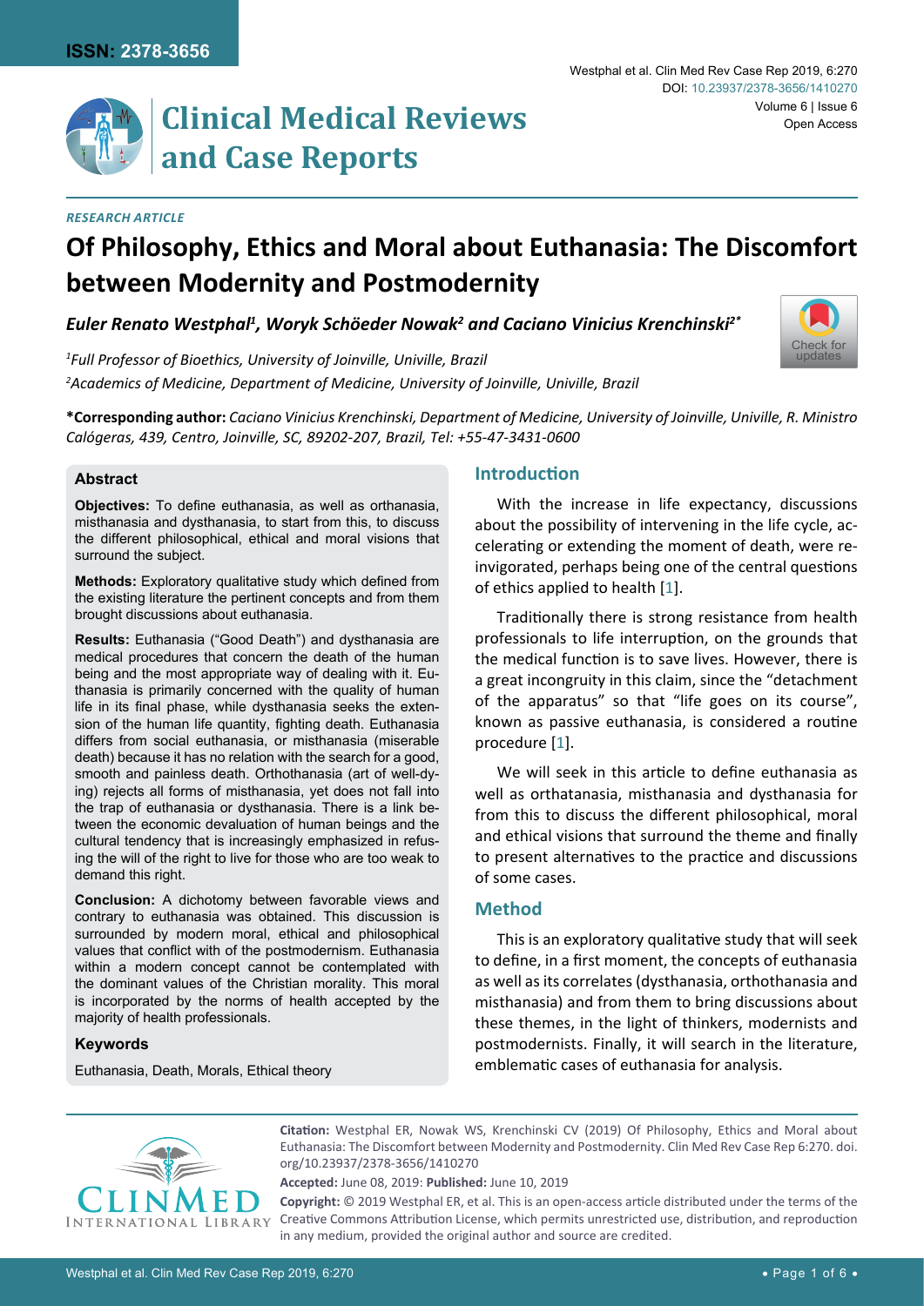RESEARCH ARTICLE

# Of Philosophy, Ethics and Moral about Euthanasia: The Discomfort between Modernity and Postmodernity

***Euler Renato Westphal[1], Woryk Schöeder Nowak[2] and Caciano Vinicius Krenchinski[2*]***

*[1]Full Professor of Bioethics, University of Joinville, Univille, Brazil*

*[2]Academics of Medicine, Department of Medicine, University of Joinville, Univille, Brazil*

**\*Corresponding author:** *Caciano Vinicius Krenchinski, Department of Medicine, University of Joinville, Univille, R. Ministro Calógeras, 439, Centro, Joinville, SC, 89202-207, Brazil, Tel: +55-47-3431-0600*

## Abstract

**Objectives:** To define euthanasia, as well as orthanasia, misthanasia and dysthanasia, to start from this, to discuss the different philosophical, ethical and moral visions that surround the subject.

**Methods:** Exploratory qualitative study which defined from the existing literature the pertinent concepts and from them brought discussions about euthanasia.

**Results:** Euthanasia ("Good Death") and dysthanasia are medical procedures that concern the death of the human being and the most appropriate way of dealing with it. Euthanasia is primarily concerned with the quality of human life in its final phase, while dysthanasia seeks the extension of the human life quantity, fighting death. Euthanasia differs from social euthanasia, or misthanasia (miserable death) because it has no relation with the search for a good, smooth and painless death. Orthothanasia (art of well-dying) rejects all forms of misthanasia, yet does not fall into the trap of euthanasia or dysthanasia. There is a link between the economic devaluation of human beings and the cultural tendency that is increasingly emphasized in refusing the will of the right to live for those who are too weak to demand this right.

**Conclusion:** A dichotomy between favorable views and contrary to euthanasia was obtained. This discussion is surrounded by modern moral, ethical and philosophical values that conflict with the postmodernism. Euthanasia within a modern concept cannot be contemplated with the dominant values of the Christian morality. This moral is incorporated by the norms of health accepted by the majority of health professionals.

### Keywords

Euthanasia, Death, Morals, Ethical theory

## Introduction

With the increase in life expectancy, discussions about the possibility of intervening in the life cycle, accelerating or extending the moment of death, were reinvigorated, perhaps being one of the central questions of ethics applied to health [1].

Traditionally there is strong resistance from health professionals to life interruption, on the grounds that the medical function is to save lives. However, there is a great incongruity in this claim, since the "detachment of the apparatus" so that "life goes on its course", known as passive euthanasia, is considered a routine procedure [1].

We will seek in this article to define euthanasia as well as orthatanasia, misthanasia and dysthanasia for from this to discuss the different philosophical, moral and ethical visions that surround the theme and finally to present alternatives to the practice and discussions of some cases.

## Method

This is an exploratory qualitative study that will seek to define, in a first moment, the concepts of euthanasia as well as its correlates (dysthanasia, orthothanasia and misthanasia) and from them to bring discussions about these themes, in the light of thinkers, modernists and postmodernists. Finally, it will search in the literature, emblematic cases of euthanasia for analysis.

**Citation:** Westphal ER, Nowak WS, Krenchinski CV (2019) Of Philosophy, Ethics and Moral about Euthanasia: The Discomfort between Modernity and Postmodernity. Clin Med Rev Case Rep 6:270. doi.org/10.23937/2378-3656/1410270

**Accepted:** June 08, 2019: **Published:** June 10, 2019

**Copyright:** © 2019 Westphal ER, et al. This is an open-access article distributed under the terms of the Creative Commons Attribution License, which permits unrestricted use, distribution, and reproduction in any medium, provided the original author and source are credited.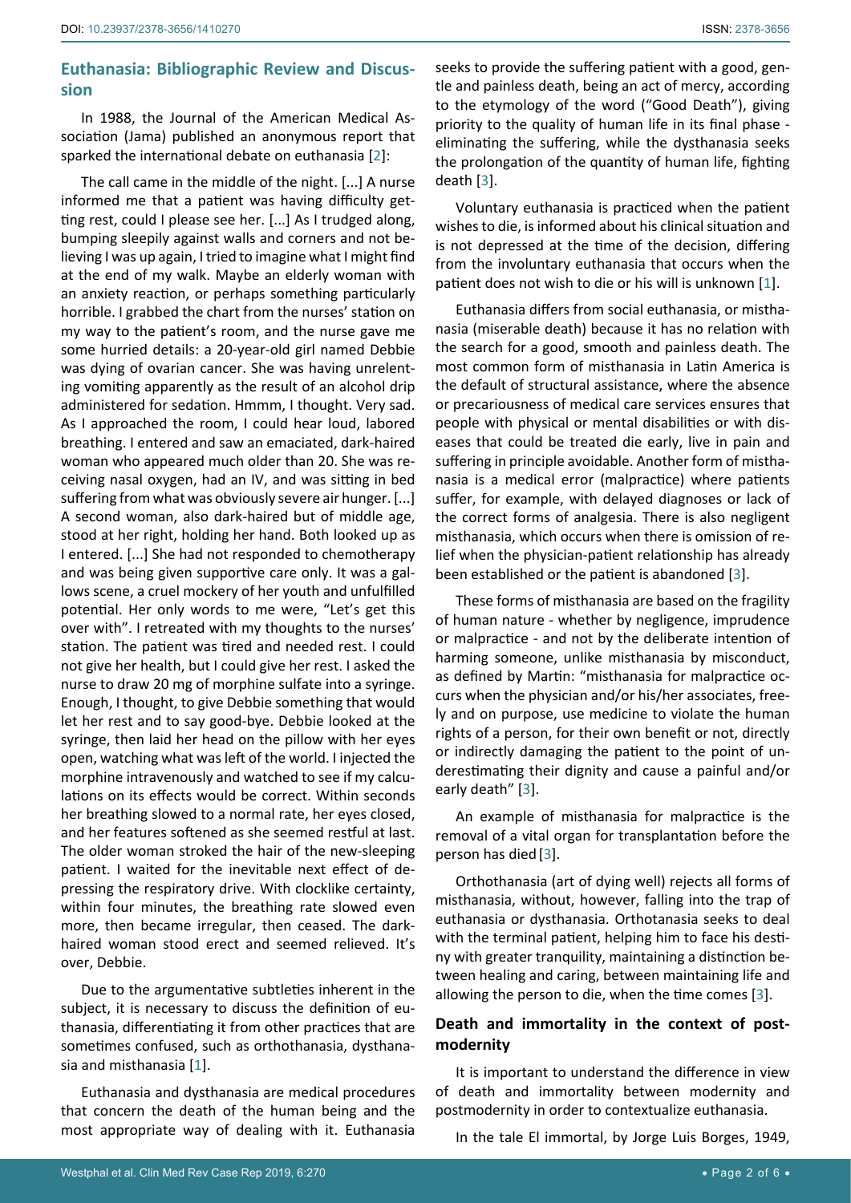## Euthanasia: Bibliographic Review and Discussion

In 1988, the Journal of the American Medical Association (Jama) published an anonymous report that sparked the international debate on euthanasia [2]:

The call came in the middle of the night. [...] A nurse informed me that a patient was having difficulty getting rest, could I please see her. [...] As I trudged along, bumping sleepily against walls and corners and not believing I was up again, I tried to imagine what I might find at the end of my walk. Maybe an elderly woman with an anxiety reaction, or perhaps something particularly horrible. I grabbed the chart from the nurses' station on my way to the patient's room, and the nurse gave me some hurried details: a 20-year-old girl named Debbie was dying of ovarian cancer. She was having unrelenting vomiting apparently as the result of an alcohol drip administered for sedation. Hmmm, I thought. Very sad. As I approached the room, I could hear loud, labored breathing. I entered and saw an emaciated, dark-haired woman who appeared much older than 20. She was receiving nasal oxygen, had an IV, and was sitting in bed suffering from what was obviously severe air hunger. [...] A second woman, also dark-haired but of middle age, stood at her right, holding her hand. Both looked up as I entered. [...] She had not responded to chemotherapy and was being given supportive care only. It was a gallows scene, a cruel mockery of her youth and unfulfilled potential. Her only words to me were, "Let's get this over with". I retreated with my thoughts to the nurses' station. The patient was tired and needed rest. I could not give her health, but I could give her rest. I asked the nurse to draw 20 mg of morphine sulfate into a syringe. Enough, I thought, to give Debbie something that would let her rest and to say good-bye. Debbie looked at the syringe, then laid her head on the pillow with her eyes open, watching what was left of the world. I injected the morphine intravenously and watched to see if my calculations on its effects would be correct. Within seconds her breathing slowed to a normal rate, her eyes closed, and her features softened as she seemed restful at last. The older woman stroked the hair of the new-sleeping patient. I waited for the inevitable next effect of depressing the respiratory drive. With clocklike certainty, within four minutes, the breathing rate slowed even more, then became irregular, then ceased. The dark-haired woman stood erect and seemed relieved. It's over, Debbie.

Due to the argumentative subtleties inherent in the subject, it is necessary to discuss the definition of euthanasia, differentiating it from other practices that are sometimes confused, such as orthothanasia, dysthanasia and misthanasia [1].

Euthanasia and dysthanasia are medical procedures that concern the death of the human being and the most appropriate way of dealing with it. Euthanasia seeks to provide the suffering patient with a good, gentle and painless death, being an act of mercy, according to the etymology of the word ("Good Death"), giving priority to the quality of human life in its final phase - eliminating the suffering, while the dysthanasia seeks the prolongation of the quantity of human life, fighting death [3].

Voluntary euthanasia is practiced when the patient wishes to die, is informed about his clinical situation and is not depressed at the time of the decision, differing from the involuntary euthanasia that occurs when the patient does not wish to die or his will is unknown [1].

Euthanasia differs from social euthanasia, or misthanasia (miserable death) because it has no relation with the search for a good, smooth and painless death. The most common form of misthanasia in Latin America is the default of structural assistance, where the absence or precariousness of medical care services ensures that people with physical or mental disabilities or with diseases that could be treated die early, live in pain and suffering in principle avoidable. Another form of misthanasia is a medical error (malpractice) where patients suffer, for example, with delayed diagnoses or lack of the correct forms of analgesia. There is also negligent misthanasia, which occurs when there is omission of relief when the physician-patient relationship has already been established or the patient is abandoned [3].

These forms of misthanasia are based on the fragility of human nature - whether by negligence, imprudence or malpractice - and not by the deliberate intention of harming someone, unlike misthanasia by misconduct, as defined by Martin: "misthanasia for malpractice occurs when the physician and/or his/her associates, freely and on purpose, use medicine to violate the human rights of a person, for their own benefit or not, directly or indirectly damaging the patient to the point of underestimating their dignity and cause a painful and/or early death" [3].

An example of misthanasia for malpractice is the removal of a vital organ for transplantation before the person has died [3].

Orthothanasia (art of dying well) rejects all forms of misthanasia, without, however, falling into the trap of euthanasia or dysthanasia. Orthotanasia seeks to deal with the terminal patient, helping him to face his destiny with greater tranquility, maintaining a distinction between healing and caring, between maintaining life and allowing the person to die, when the time comes [3].

## Death and immortality in the context of postmodernity

It is important to understand the difference in view of death and immortality between modernity and postmodernity in order to contextualize euthanasia.

In the tale El immortal, by Jorge Luis Borges, 1949,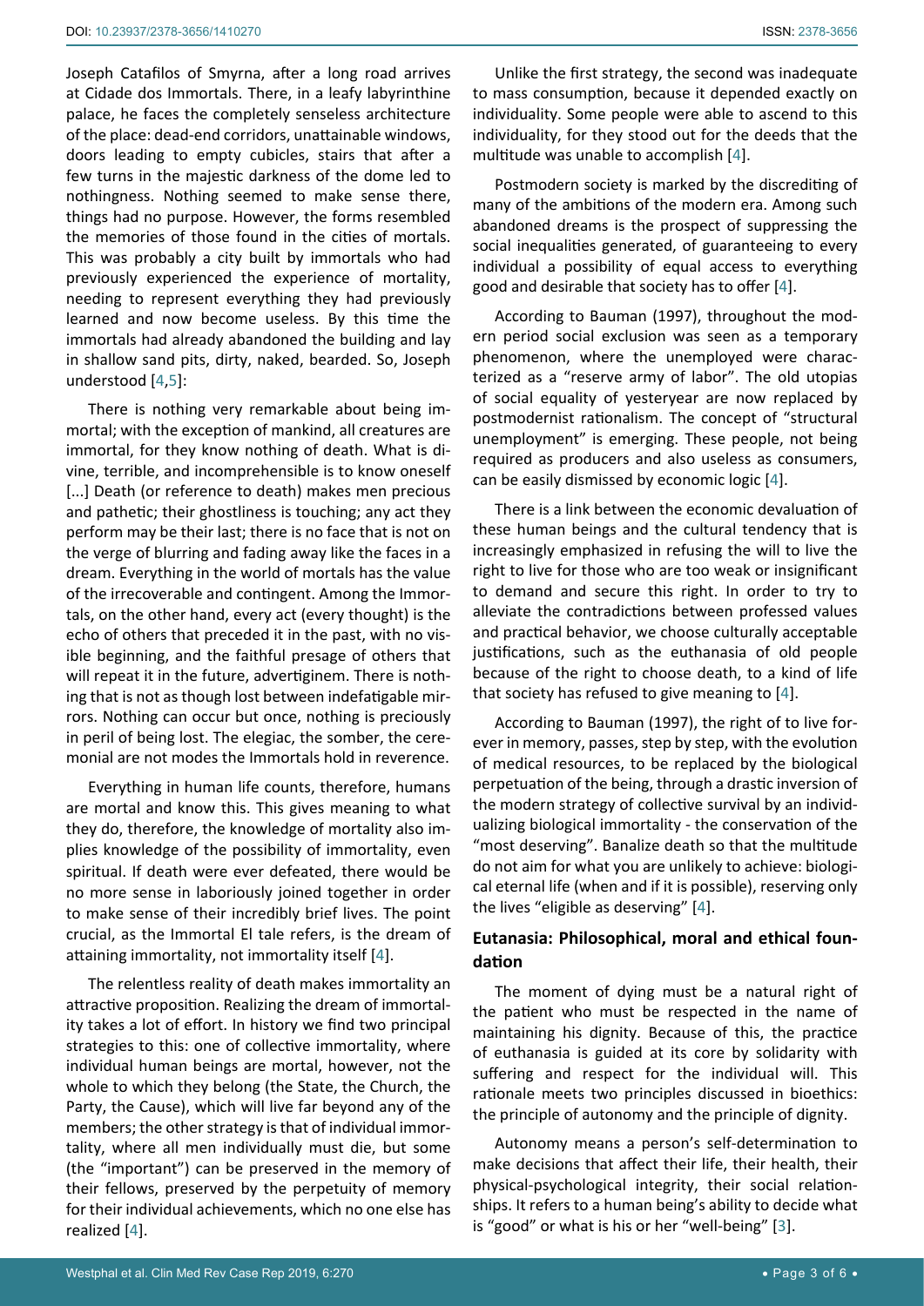Joseph Catafilos of Smyrna, after a long road arrives at Cidade dos Immortals. There, in a leafy labyrinthine palace, he faces the completely senseless architecture of the place: dead-end corridors, unattainable windows, doors leading to empty cubicles, stairs that after a few turns in the majestic darkness of the dome led to nothingness. Nothing seemed to make sense there, things had no purpose. However, the forms resembled the memories of those found in the cities of mortals. This was probably a city built by immortals who had previously experienced the experience of mortality, needing to represent everything they had previously learned and now become useless. By this time the immortals had already abandoned the building and lay in shallow sand pits, dirty, naked, bearded. So, Joseph understood [4,5]:

There is nothing very remarkable about being immortal; with the exception of mankind, all creatures are immortal, for they know nothing of death. What is divine, terrible, and incomprehensible is to know oneself [...] Death (or reference to death) makes men precious and pathetic; their ghostliness is touching; any act they perform may be their last; there is no face that is not on the verge of blurring and fading away like the faces in a dream. Everything in the world of mortals has the value of the irrecoverable and contingent. Among the Immortals, on the other hand, every act (every thought) is the echo of others that preceded it in the past, with no visible beginning, and the faithful presage of others that will repeat it in the future, advertiginem. There is nothing that is not as though lost between indefatigable mirrors. Nothing can occur but once, nothing is preciously in peril of being lost. The elegiac, the somber, the ceremonial are not modes the Immortals hold in reverence.

Everything in human life counts, therefore, humans are mortal and know this. This gives meaning to what they do, therefore, the knowledge of mortality also implies knowledge of the possibility of immortality, even spiritual. If death were ever defeated, there would be no more sense in laboriously joined together in order to make sense of their incredibly brief lives. The point crucial, as the Immortal El tale refers, is the dream of attaining immortality, not immortality itself [4].

The relentless reality of death makes immortality an attractive proposition. Realizing the dream of immortality takes a lot of effort. In history we find two principal strategies to this: one of collective immortality, where individual human beings are mortal, however, not the whole to which they belong (the State, the Church, the Party, the Cause), which will live far beyond any of the members; the other strategy is that of individual immortality, where all men individually must die, but some (the "important") can be preserved in the memory of their fellows, preserved by the perpetuity of memory for their individual achievements, which no one else has realized [4].

Unlike the first strategy, the second was inadequate to mass consumption, because it depended exactly on individuality. Some people were able to ascend to this individuality, for they stood out for the deeds that the multitude was unable to accomplish [4].

Postmodern society is marked by the discrediting of many of the ambitions of the modern era. Among such abandoned dreams is the prospect of suppressing the social inequalities generated, of guaranteeing to every individual a possibility of equal access to everything good and desirable that society has to offer [4].

According to Bauman (1997), throughout the modern period social exclusion was seen as a temporary phenomenon, where the unemployed were characterized as a "reserve army of labor". The old utopias of social equality of yesteryear are now replaced by postmodernist rationalism. The concept of "structural unemployment" is emerging. These people, not being required as producers and also useless as consumers, can be easily dismissed by economic logic [4].

There is a link between the economic devaluation of these human beings and the cultural tendency that is increasingly emphasized in refusing the will to live the right to live for those who are too weak or insignificant to demand and secure this right. In order to try to alleviate the contradictions between professed values and practical behavior, we choose culturally acceptable justifications, such as the euthanasia of old people because of the right to choose death, to a kind of life that society has refused to give meaning to [4].

According to Bauman (1997), the right of to live forever in memory, passes, step by step, with the evolution of medical resources, to be replaced by the biological perpetuation of the being, through a drastic inversion of the modern strategy of collective survival by an individualizing biological immortality - the conservation of the "most deserving". Banalize death so that the multitude do not aim for what you are unlikely to achieve: biological eternal life (when and if it is possible), reserving only the lives "eligible as deserving" [4].

## Eutanasia: Philosophical, moral and ethical foundation

The moment of dying must be a natural right of the patient who must be respected in the name of maintaining his dignity. Because of this, the practice of euthanasia is guided at its core by solidarity with suffering and respect for the individual will. This rationale meets two principles discussed in bioethics: the principle of autonomy and the principle of dignity.

Autonomy means a person's self-determination to make decisions that affect their life, their health, their physical-psychological integrity, their social relationships. It refers to a human being's ability to decide what is "good" or what is his or her "well-being" [3].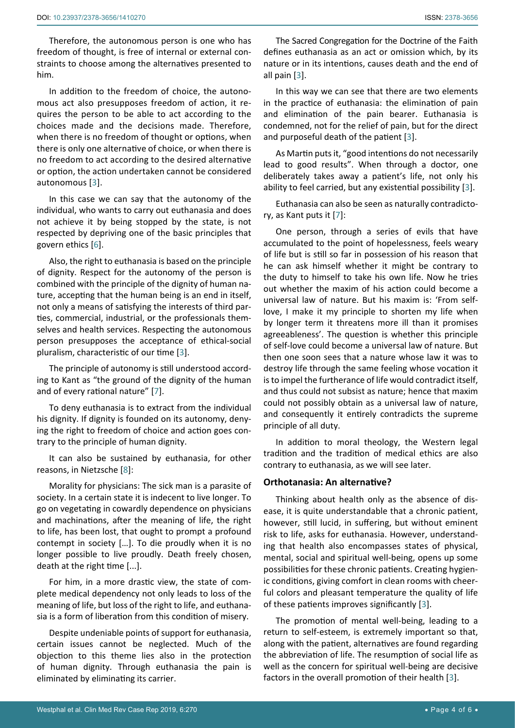Therefore, the autonomous person is one who has freedom of thought, is free of internal or external constraints to choose among the alternatives presented to him.

In addition to the freedom of choice, the autonomous act also presupposes freedom of action, it requires the person to be able to act according to the choices made and the decisions made. Therefore, when there is no freedom of thought or options, when there is only one alternative of choice, or when there is no freedom to act according to the desired alternative or option, the action undertaken cannot be considered autonomous [3].

In this case we can say that the autonomy of the individual, who wants to carry out euthanasia and does not achieve it by being stopped by the state, is not respected by depriving one of the basic principles that govern ethics [6].

Also, the right to euthanasia is based on the principle of dignity. Respect for the autonomy of the person is combined with the principle of the dignity of human nature, accepting that the human being is an end in itself, not only a means of satisfying the interests of third parties, commercial, industrial, or the professionals themselves and health services. Respecting the autonomous person presupposes the acceptance of ethical-social pluralism, characteristic of our time [3].

The principle of autonomy is still understood according to Kant as "the ground of the dignity of the human and of every rational nature" [7].

To deny euthanasia is to extract from the individual his dignity. If dignity is founded on its autonomy, denying the right to freedom of choice and action goes contrary to the principle of human dignity.

It can also be sustained by euthanasia, for other reasons, in Nietzsche [8]:

Morality for physicians: The sick man is a parasite of society. In a certain state it is indecent to live longer. To go on vegetating in cowardly dependence on physicians and machinations, after the meaning of life, the right to life, has been lost, that ought to prompt a profound contempt in society […]. To die proudly when it is no longer possible to live proudly. Death freely chosen, death at the right time [...].

For him, in a more drastic view, the state of complete medical dependency not only leads to loss of the meaning of life, but loss of the right to life, and euthanasia is a form of liberation from this condition of misery.

Despite undeniable points of support for euthanasia, certain issues cannot be neglected. Much of the objection to this theme lies also in the protection of human dignity. Through euthanasia the pain is eliminated by eliminating its carrier.

The Sacred Congregation for the Doctrine of the Faith defines euthanasia as an act or omission which, by its nature or in its intentions, causes death and the end of all pain [3].

In this way we can see that there are two elements in the practice of euthanasia: the elimination of pain and elimination of the pain bearer. Euthanasia is condemned, not for the relief of pain, but for the direct and purposeful death of the patient [3].

As Martin puts it, "good intentions do not necessarily lead to good results". When through a doctor, one deliberately takes away a patient's life, not only his ability to feel carried, but any existential possibility [3].

Euthanasia can also be seen as naturally contradictory, as Kant puts it [7]:

One person, through a series of evils that have accumulated to the point of hopelessness, feels weary of life but is still so far in possession of his reason that he can ask himself whether it might be contrary to the duty to himself to take his own life. Now he tries out whether the maxim of his action could become a universal law of nature. But his maxim is: 'From self-love, I make it my principle to shorten my life when by longer term it threatens more ill than it promises agreeableness'. The question is whether this principle of self-love could become a universal law of nature. But then one soon sees that a nature whose law it was to destroy life through the same feeling whose vocation it is to impel the furtherance of life would contradict itself, and thus could not subsist as nature; hence that maxim could not possibly obtain as a universal law of nature, and consequently it entirely contradicts the supreme principle of all duty.

In addition to moral theology, the Western legal tradition and the tradition of medical ethics are also contrary to euthanasia, as we will see later.

## Orthotanasia: An alternative?

Thinking about health only as the absence of disease, it is quite understandable that a chronic patient, however, still lucid, in suffering, but without eminent risk to life, asks for euthanasia. However, understanding that health also encompasses states of physical, mental, social and spiritual well-being, opens up some possibilities for these chronic patients. Creating hygienic conditions, giving comfort in clean rooms with cheerful colors and pleasant temperature the quality of life of these patients improves significantly [3].

The promotion of mental well-being, leading to a return to self-esteem, is extremely important so that, along with the patient, alternatives are found regarding the abbreviation of life. The resumption of social life as well as the concern for spiritual well-being are decisive factors in the overall promotion of their health [3].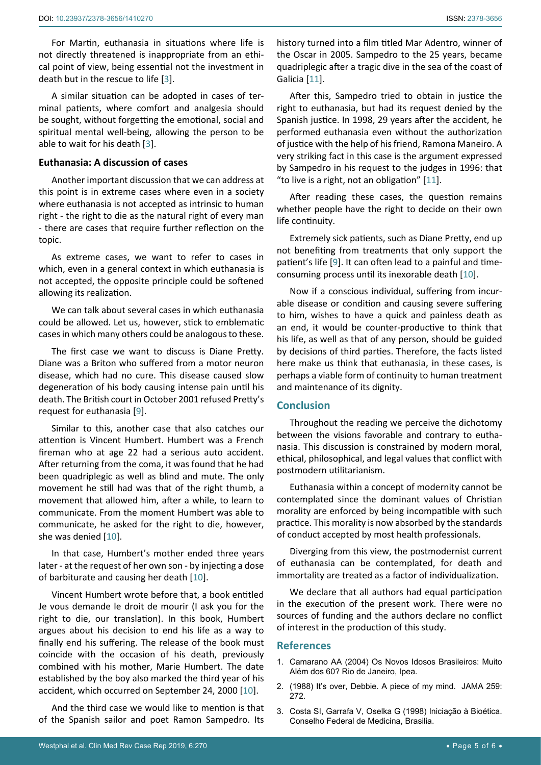For Martin, euthanasia in situations where life is not directly threatened is inappropriate from an ethical point of view, being essential not the investment in death but in the rescue to life [3].

A similar situation can be adopted in cases of terminal patients, where comfort and analgesia should be sought, without forgetting the emotional, social and spiritual mental well-being, allowing the person to be able to wait for his death [3].

### Euthanasia: A discussion of cases

Another important discussion that we can address at this point is in extreme cases where even in a society where euthanasia is not accepted as intrinsic to human right - the right to die as the natural right of every man - there are cases that require further reflection on the topic.

As extreme cases, we want to refer to cases in which, even in a general context in which euthanasia is not accepted, the opposite principle could be softened allowing its realization.

We can talk about several cases in which euthanasia could be allowed. Let us, however, stick to emblematic cases in which many others could be analogous to these.

The first case we want to discuss is Diane Pretty. Diane was a Briton who suffered from a motor neuron disease, which had no cure. This disease caused slow degeneration of his body causing intense pain until his death. The British court in October 2001 refused Pretty's request for euthanasia [9].

Similar to this, another case that also catches our attention is Vincent Humbert. Humbert was a French fireman who at age 22 had a serious auto accident. After returning from the coma, it was found that he had been quadriplegic as well as blind and mute. The only movement he still had was that of the right thumb, a movement that allowed him, after a while, to learn to communicate. From the moment Humbert was able to communicate, he asked for the right to die, however, she was denied [10].

In that case, Humbert's mother ended three years later - at the request of her own son - by injecting a dose of barbiturate and causing her death [10].

Vincent Humbert wrote before that, a book entitled Je vous demande le droit de mourir (I ask you for the right to die, our translation). In this book, Humbert argues about his decision to end his life as a way to finally end his suffering. The release of the book must coincide with the occasion of his death, previously combined with his mother, Marie Humbert. The date established by the boy also marked the third year of his accident, which occurred on September 24, 2000 [10].

And the third case we would like to mention is that of the Spanish sailor and poet Ramon Sampedro. Its history turned into a film titled Mar Adentro, winner of the Oscar in 2005. Sampedro to the 25 years, became quadriplegic after a tragic dive in the sea of the coast of Galicia [11].

After this, Sampedro tried to obtain in justice the right to euthanasia, but had its request denied by the Spanish justice. In 1998, 29 years after the accident, he performed euthanasia even without the authorization of justice with the help of his friend, Ramona Maneiro. A very striking fact in this case is the argument expressed by Sampedro in his request to the judges in 1996: that "to live is a right, not an obligation" [11].

After reading these cases, the question remains whether people have the right to decide on their own life continuity.

Extremely sick patients, such as Diane Pretty, end up not benefiting from treatments that only support the patient's life [9]. It can often lead to a painful and time-consuming process until its inexorable death [10].

Now if a conscious individual, suffering from incurable disease or condition and causing severe suffering to him, wishes to have a quick and painless death as an end, it would be counter-productive to think that his life, as well as that of any person, should be guided by decisions of third parties. Therefore, the facts listed here make us think that euthanasia, in these cases, is perhaps a viable form of continuity to human treatment and maintenance of its dignity.

## Conclusion

Throughout the reading we perceive the dichotomy between the visions favorable and contrary to euthanasia. This discussion is constrained by modern moral, ethical, philosophical, and legal values that conflict with postmodern utilitarianism.

Euthanasia within a concept of modernity cannot be contemplated since the dominant values of Christian morality are enforced by being incompatible with such practice. This morality is now absorbed by the standards of conduct accepted by most health professionals.

Diverging from this view, the postmodernist current of euthanasia can be contemplated, for death and immortality are treated as a factor of individualization.

We declare that all authors had equal participation in the execution of the present work. There were no sources of funding and the authors declare no conflict of interest in the production of this study.

## References

1. Camarano AA (2004) Os Novos Idosos Brasileiros: Muito Além dos 60? Rio de Janeiro, Ipea.
2. (1988) It's over, Debbie. A piece of my mind. JAMA 259: 272.
3. Costa SI, Garrafa V, Oselka G (1998) Iniciação à Bioética. Conselho Federal de Medicina, Brasilia.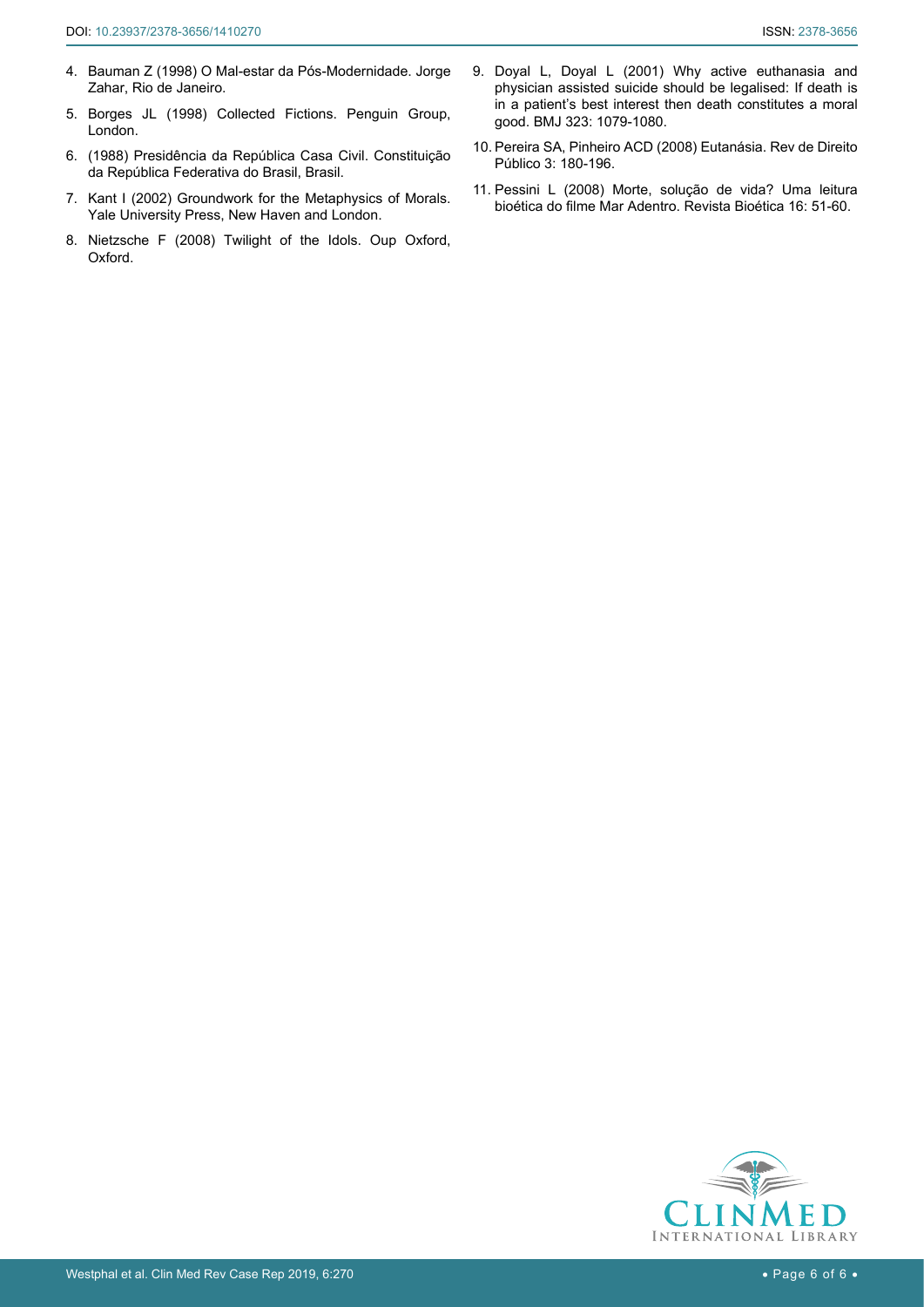4. Bauman Z (1998) O Mal-estar da Pós-Modernidade. Jorge Zahar, Rio de Janeiro.
5. Borges JL (1998) Collected Fictions. Penguin Group, London.
6. (1988) Presidência da República Casa Civil. Constituição da República Federativa do Brasil, Brasil.
7. Kant I (2002) Groundwork for the Metaphysics of Morals. Yale University Press, New Haven and London.
8. Nietzsche F (2008) Twilight of the Idols. Oup Oxford, Oxford.
9. Doyal L, Doyal L (2001) Why active euthanasia and physician assisted suicide should be legalised: If death is in a patient's best interest then death constitutes a moral good. BMJ 323: 1079-1080.
10. Pereira SA, Pinheiro ACD (2008) Eutanásia. Rev de Direito Público 3: 180-196.
11. Pessini L (2008) Morte, solução de vida? Uma leitura bioética do filme Mar Adentro. Revista Bioética 16: 51-60.